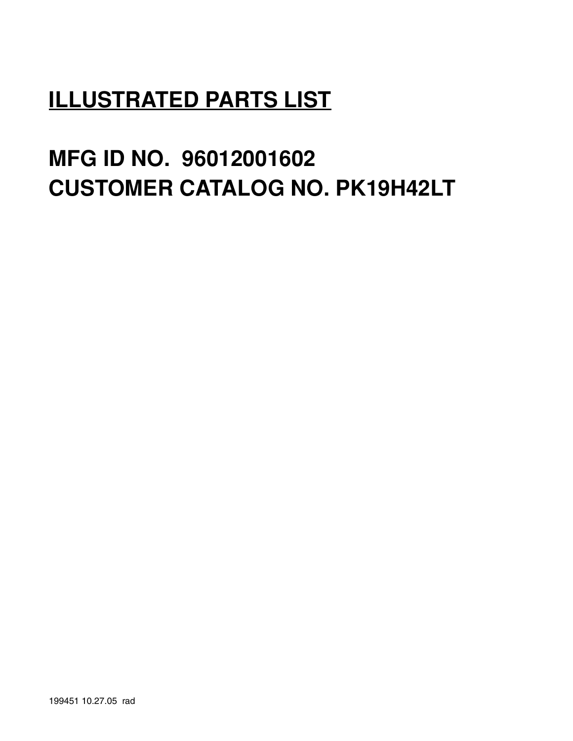# ILLUSTRATED PARTS LIST

# MFG ID NO. 96012001602
# CUSTOMER CATALOG NO. PK19H42LT

199451 10.27.05 rad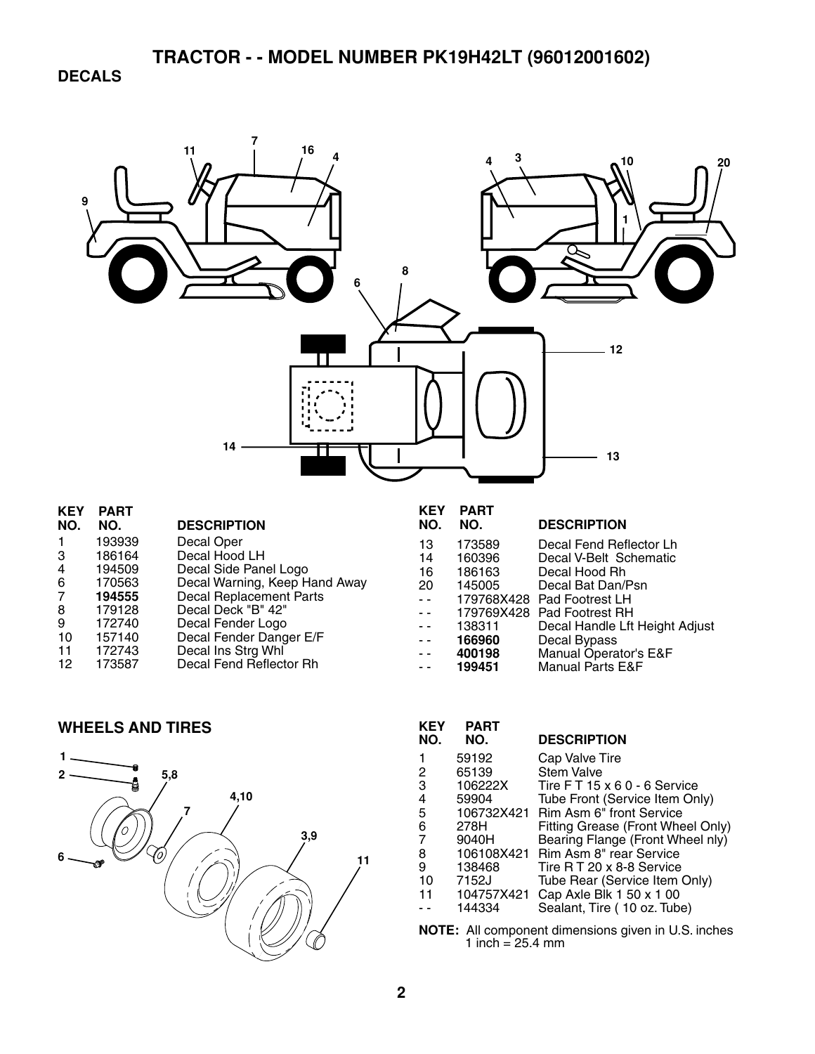# TRACTOR - - MODEL NUMBER PK19H42LT (96012001602)

## DECALS

| KEY NO. | PART NO. | DESCRIPTION |
|---|---|---|
| 1 | 193939 | Decal Oper |
| 3 | 186164 | Decal Hood LH |
| 4 | 194509 | Decal Side Panel Logo |
| 6 | 170563 | Decal Warning, Keep Hand Away |
| 7 | **194555** | Decal Replacement Parts |
| 8 | 179128 | Decal Deck "B" 42" |
| 9 | 172740 | Decal Fender Logo |
| 10 | 157140 | Decal Fender Danger E/F |
| 11 | 172743 | Decal Ins Strg Whl |
| 12 | 173587 | Decal Fend Reflector Rh |
| 13 | 173589 | Decal Fend Reflector Lh |
| 14 | 160396 | Decal V-Belt Schematic |
| 16 | 186163 | Decal Hood Rh |
| 20 | 145005 | Decal Bat Dan/Psn |
| - - | 179768X428 | Pad Footrest LH |
| - - | 179769X428 | Pad Footrest RH |
| - - | 138311 | Decal Handle Lft Height Adjust |
| - - | **166960** | Decal Bypass |
| - - | **400198** | Manual Operator's E&F |
| - - | **199451** | Manual Parts E&F |

## WHEELS AND TIRES

| KEY NO. | PART NO. | DESCRIPTION |
|---|---|---|
| 1 | 59192 | Cap Valve Tire |
| 2 | 65139 | Stem Valve |
| 3 | 106222X | Tire F T 15 x 6 0 - 6 Service |
| 4 | 59904 | Tube Front (Service Item Only) |
| 5 | 106732X421 | Rim Asm 6" front Service |
| 6 | 278H | Fitting Grease (Front Wheel Only) |
| 7 | 9040H | Bearing Flange (Front Wheel nly) |
| 8 | 106108X421 | Rim Asm 8" rear Service |
| 9 | 138468 | Tire R T 20 x 8-8 Service |
| 10 | 7152J | Tube Rear (Service Item Only) |
| 11 | 104757X421 | Cap Axle Blk 1 50 x 1 00 |
| - - | 144334 | Sealant, Tire ( 10 oz. Tube) |

**NOTE:** All component dimensions given in U.S. inches
1 inch = 25.4 mm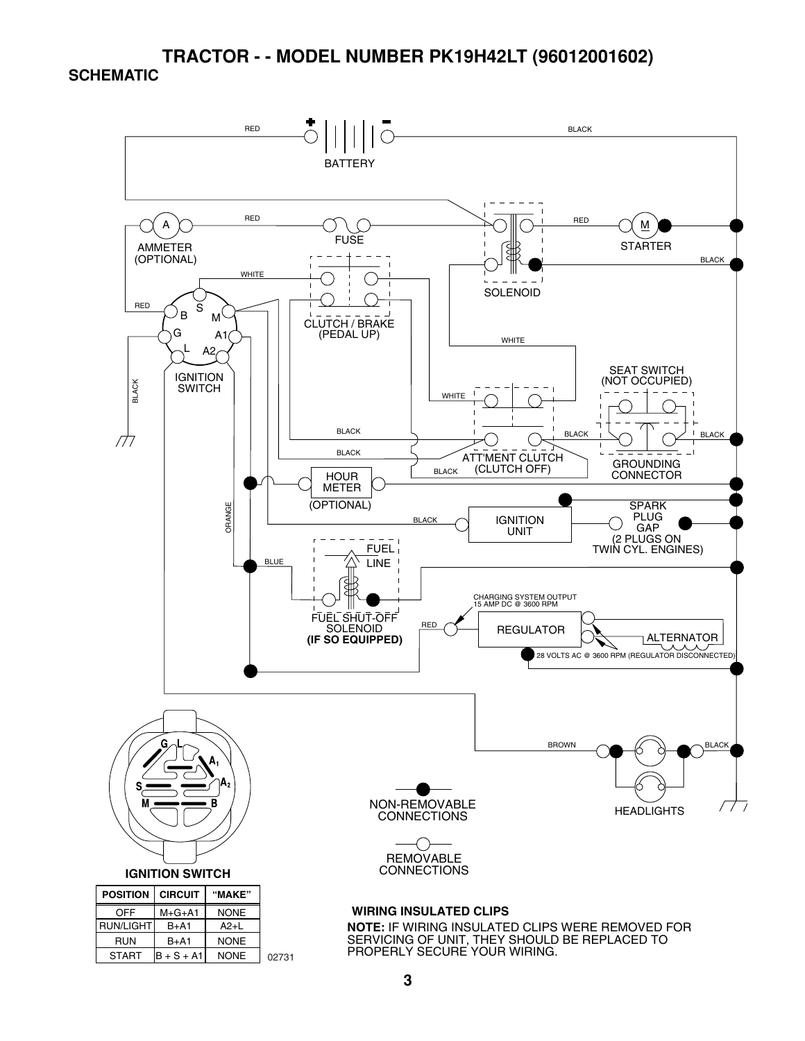# TRACTOR - - MODEL NUMBER PK19H42LT (96012001602)

## SCHEMATIC

BATTERY

RED

BLACK

AMMETER (OPTIONAL)

FUSE

SOLENOID

STARTER

WHITE

CLUTCH / BRAKE (PEDAL UP)

IGNITION SWITCH

SEAT SWITCH (NOT OCCUPIED)

ATT'MENT CLUTCH (CLUTCH OFF)

GROUNDING CONNECTOR

HOUR METER (OPTIONAL)

ORANGE

IGNITION UNIT

SPARK PLUG GAP (2 PLUGS ON TWIN CYL. ENGINES)

BLUE

FUEL LINE

FUEL SHUT-OFF SOLENOID **(IF SO EQUIPPED)**

CHARGING SYSTEM OUTPUT 15 AMP DC @ 3600 RPM

REGULATOR

ALTERNATOR

28 VOLTS AC @ 3600 RPM (REGULATOR DISCONNECTED)

BROWN

HEADLIGHTS

NON-REMOVABLE CONNECTIONS

REMOVABLE CONNECTIONS

**IGNITION SWITCH**

| POSITION | CIRCUIT | "MAKE" |
|---|---|---|
| OFF | M+G+A1 | NONE |
| RUN/LIGHT | B+A1 | A2+L |
| RUN | B+A1 | NONE |
| START | B + S + A1 | NONE |

02731

**WIRING INSULATED CLIPS**

**NOTE:** IF WIRING INSULATED CLIPS WERE REMOVED FOR SERVICING OF UNIT, THEY SHOULD BE REPLACED TO PROPERLY SECURE YOUR WIRING.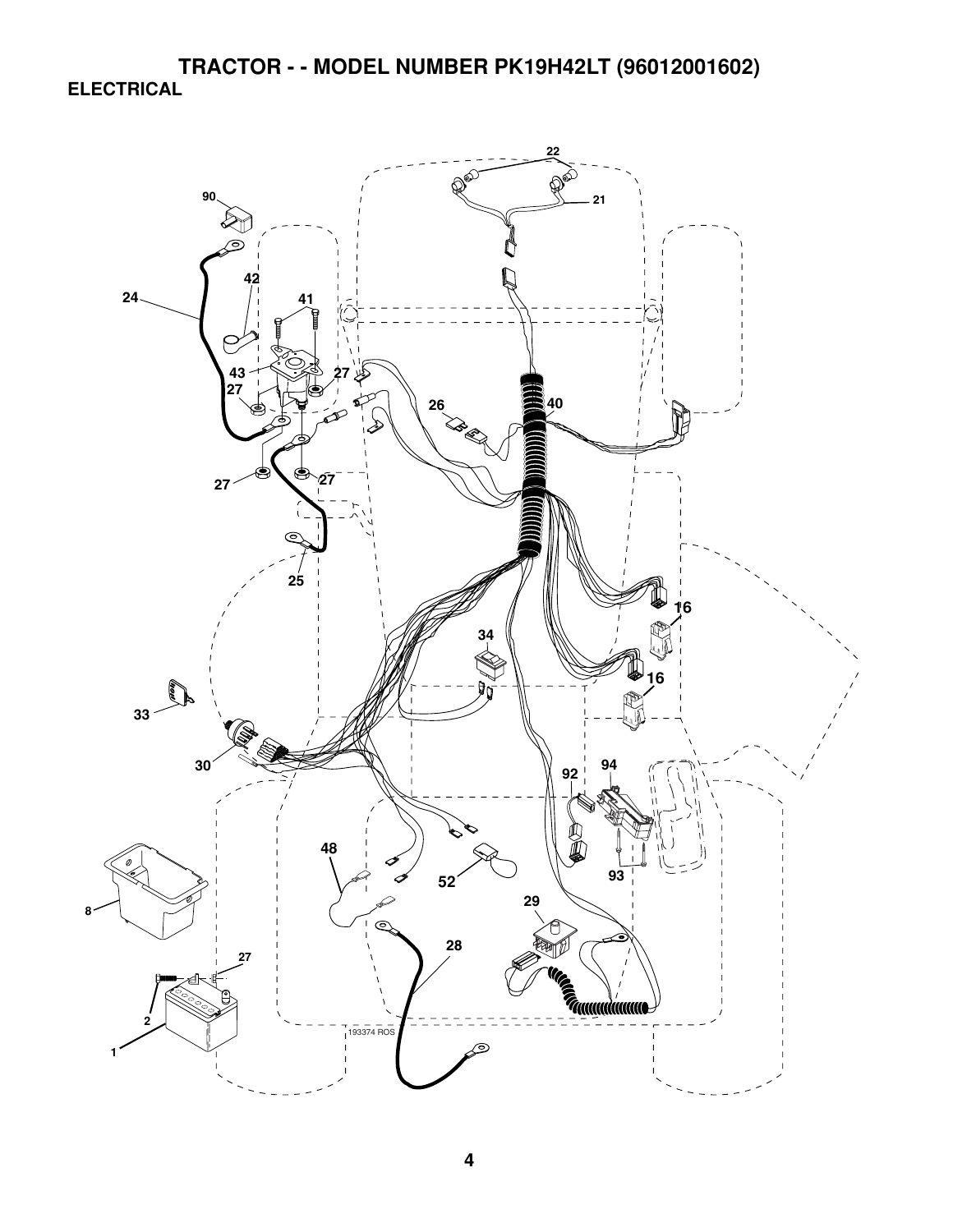# TRACTOR - - MODEL NUMBER PK19H42LT (96012001602)

## ELECTRICAL

22

21

90

42

24

41

43

27

27

26

40

27

27

25

16

34

16

33

30

92

94

48

52

93

8

29

27

28

2

1

193374 ROS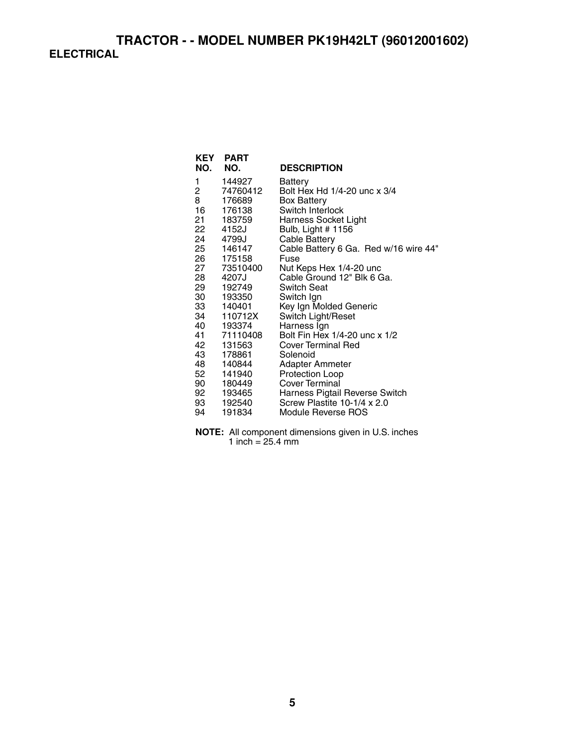# TRACTOR - - MODEL NUMBER PK19H42LT (96012001602)

## ELECTRICAL

| KEY NO. | PART NO. | DESCRIPTION |
|---|---|---|
| 1 | 144927 | Battery |
| 2 | 74760412 | Bolt Hex Hd 1/4-20 unc x 3/4 |
| 8 | 176689 | Box Battery |
| 16 | 176138 | Switch Interlock |
| 21 | 183759 | Harness Socket Light |
| 22 | 4152J | Bulb, Light # 1156 |
| 24 | 4799J | Cable Battery |
| 25 | 146147 | Cable Battery 6 Ga. Red w/16 wire 44" |
| 26 | 175158 | Fuse |
| 27 | 73510400 | Nut Keps Hex 1/4-20 unc |
| 28 | 4207J | Cable Ground 12" Blk 6 Ga. |
| 29 | 192749 | Switch Seat |
| 30 | 193350 | Switch Ign |
| 33 | 140401 | Key Ign Molded Generic |
| 34 | 110712X | Switch Light/Reset |
| 40 | 193374 | Harness Ign |
| 41 | 71110408 | Bolt Fin Hex 1/4-20 unc x 1/2 |
| 42 | 131563 | Cover Terminal Red |
| 43 | 178861 | Solenoid |
| 48 | 140844 | Adapter Ammeter |
| 52 | 141940 | Protection Loop |
| 90 | 180449 | Cover Terminal |
| 92 | 193465 | Harness Pigtail Reverse Switch |
| 93 | 192540 | Screw Plastite 10-1/4 x 2.0 |
| 94 | 191834 | Module Reverse ROS |

**NOTE:** All component dimensions given in U.S. inches
1 inch = 25.4 mm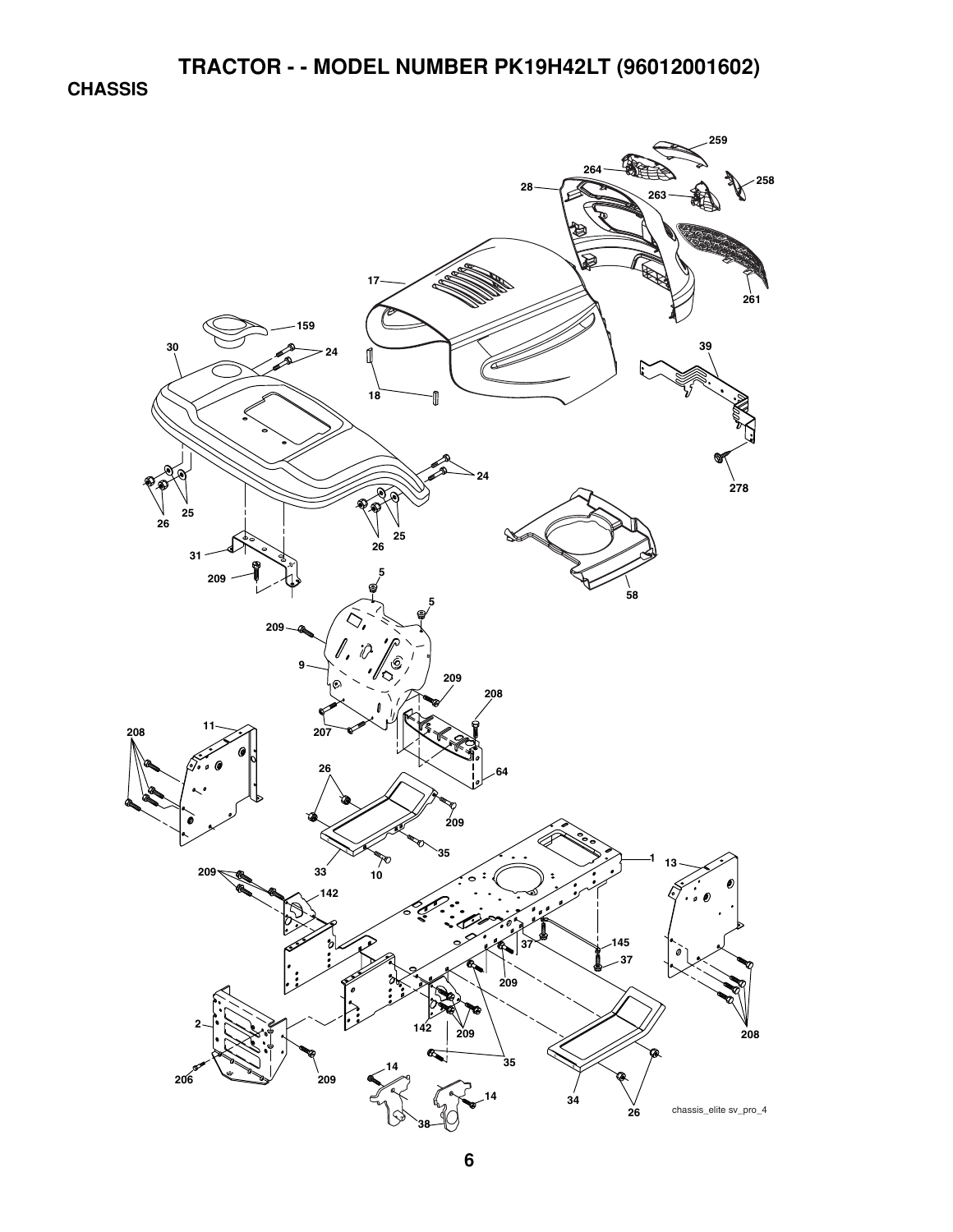# TRACTOR - - MODEL NUMBER PK19H42LT (96012001602)

## CHASSIS

259
264
258
28
263
261
17
159
30
24
39
18
278
24
25
26
26
25
31
58
209
5
5
209
9
209
208
11
207
208
64
26
209
35
33
10
1
13
209
142
145
37
37
209
142
209
208
2
35
14
206
209
14
34
38
26
chassis_elite sv_pro_4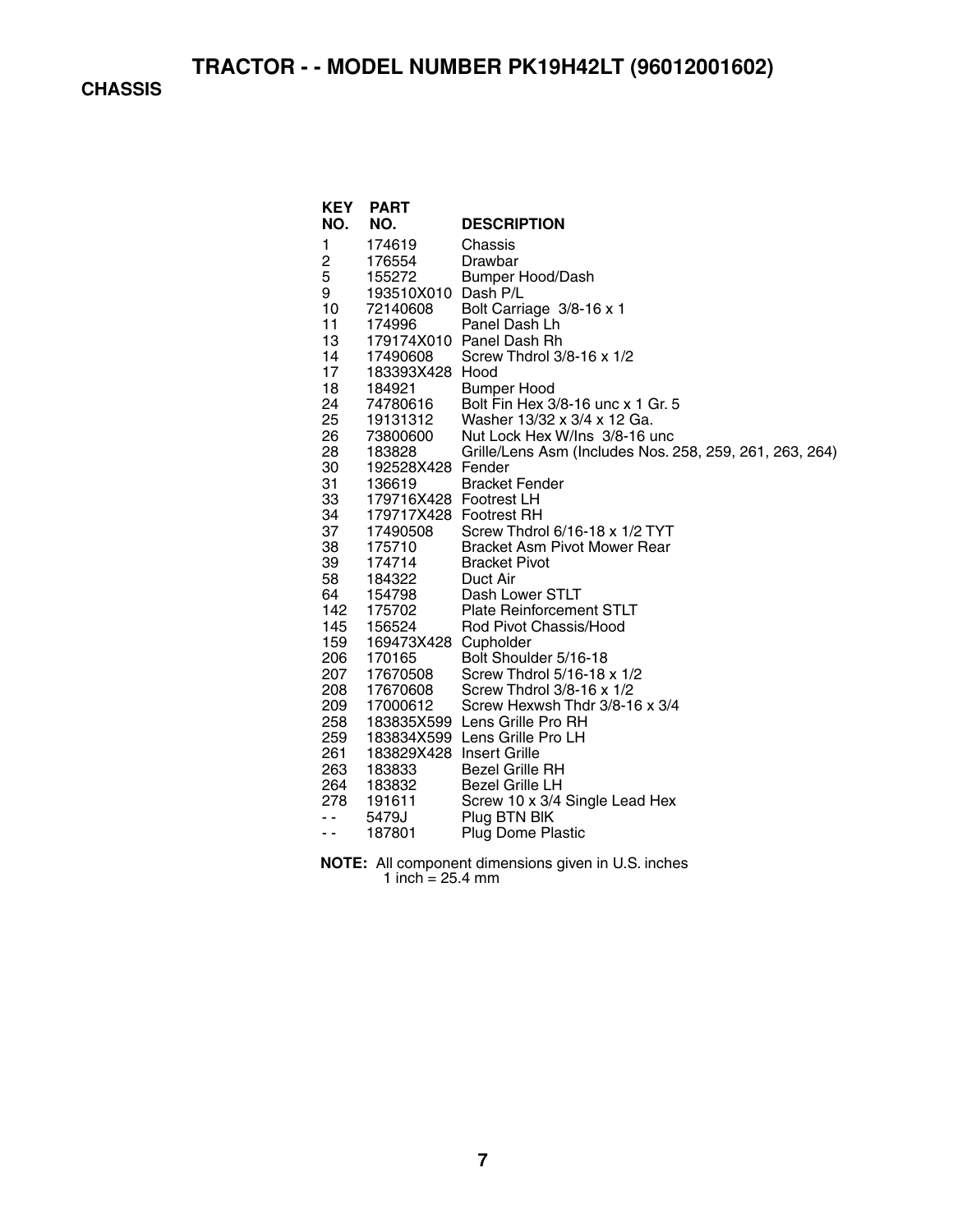# TRACTOR - - MODEL NUMBER PK19H42LT (96012001602)

## CHASSIS

| KEY NO. | PART NO. | DESCRIPTION |
|---|---|---|
| 1 | 174619 | Chassis |
| 2 | 176554 | Drawbar |
| 5 | 155272 | Bumper Hood/Dash |
| 9 | 193510X010 | Dash P/L |
| 10 | 72140608 | Bolt Carriage 3/8-16 x 1 |
| 11 | 174996 | Panel Dash Lh |
| 13 | 179174X010 | Panel Dash Rh |
| 14 | 17490608 | Screw Thdrol 3/8-16 x 1/2 |
| 17 | 183393X428 | Hood |
| 18 | 184921 | Bumper Hood |
| 24 | 74780616 | Bolt Fin Hex 3/8-16 unc x 1 Gr. 5 |
| 25 | 19131312 | Washer 13/32 x 3/4 x 12 Ga. |
| 26 | 73800600 | Nut Lock Hex W/Ins 3/8-16 unc |
| 28 | 183828 | Grille/Lens Asm (Includes Nos. 258, 259, 261, 263, 264) |
| 30 | 192528X428 | Fender |
| 31 | 136619 | Bracket Fender |
| 33 | 179716X428 | Footrest LH |
| 34 | 179717X428 | Footrest RH |
| 37 | 17490508 | Screw Thdrol 6/16-18 x 1/2 TYT |
| 38 | 175710 | Bracket Asm Pivot Mower Rear |
| 39 | 174714 | Bracket Pivot |
| 58 | 184322 | Duct Air |
| 64 | 154798 | Dash Lower STLT |
| 142 | 175702 | Plate Reinforcement STLT |
| 145 | 156524 | Rod Pivot Chassis/Hood |
| 159 | 169473X428 | Cupholder |
| 206 | 170165 | Bolt Shoulder 5/16-18 |
| 207 | 17670508 | Screw Thdrol 5/16-18 x 1/2 |
| 208 | 17670608 | Screw Thdrol 3/8-16 x 1/2 |
| 209 | 17000612 | Screw Hexwsh Thdr 3/8-16 x 3/4 |
| 258 | 183835X599 | Lens Grille Pro RH |
| 259 | 183834X599 | Lens Grille Pro LH |
| 261 | 183829X428 | Insert Grille |
| 263 | 183833 | Bezel Grille RH |
| 264 | 183832 | Bezel Grille LH |
| 278 | 191611 | Screw 10 x 3/4 Single Lead Hex |
| - - | 5479J | Plug BTN Blk |
| - - | 187801 | Plug Dome Plastic |

**NOTE:** All component dimensions given in U.S. inches
1 inch = 25.4 mm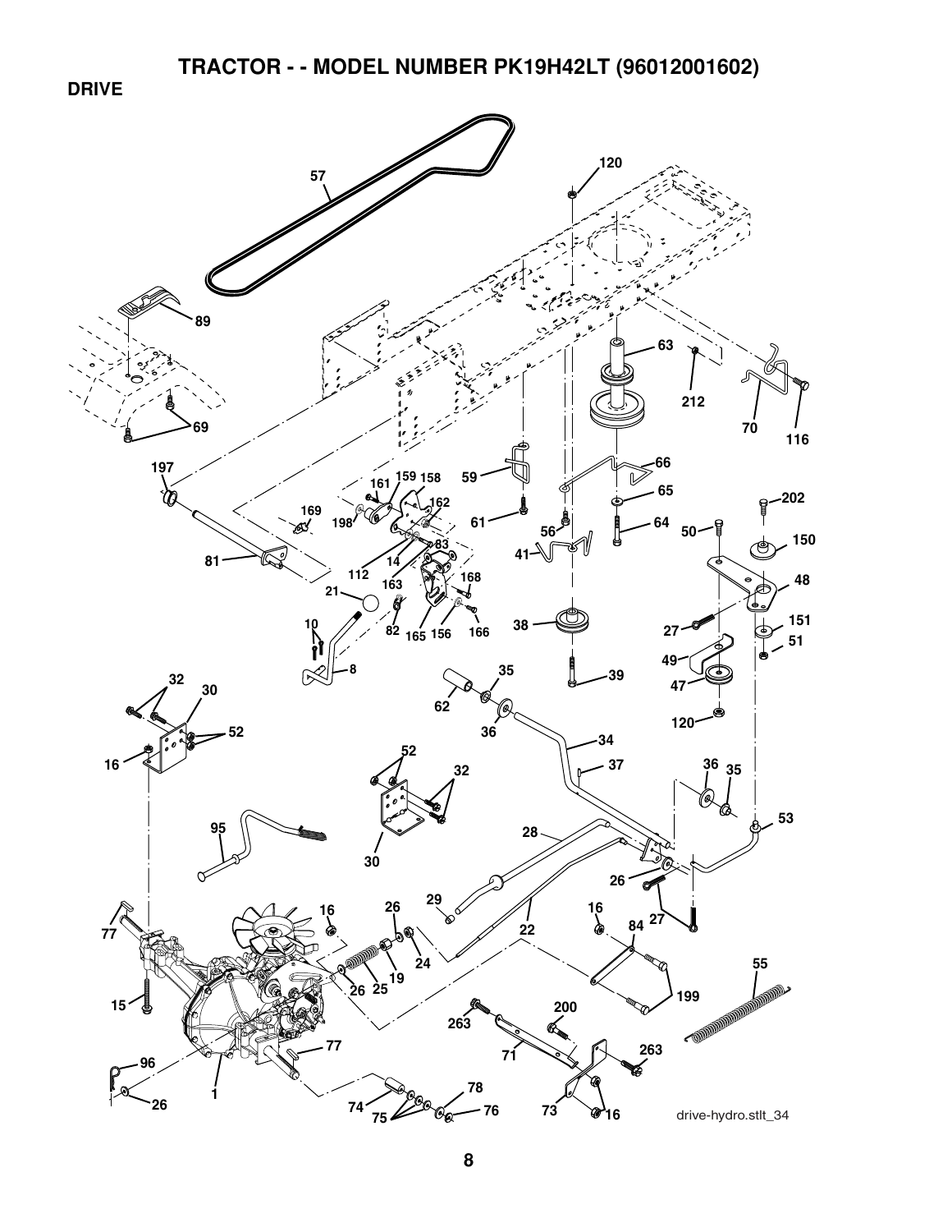# TRACTOR - - MODEL NUMBER PK19H42LT (96012001602)

## DRIVE

57 120 89 63 212 69 70 116 197 66 59 159 158 161 65 202 169 162 61 64 198 56 50 150 83 81 112 14 41 48 163 168 21 27 151 10 38 51 82 165 156 166 49 8 39 47 35 32 62 120 30 36 34 52 16 52 37 36 35 32 53 95 30 28 26 29 27 77 16 26 16 84 22 24 19 55 25 26 199 15 200 263 77 263 71 96 78 26 1 74 76 73 16 75

drive-hydro.stlt_34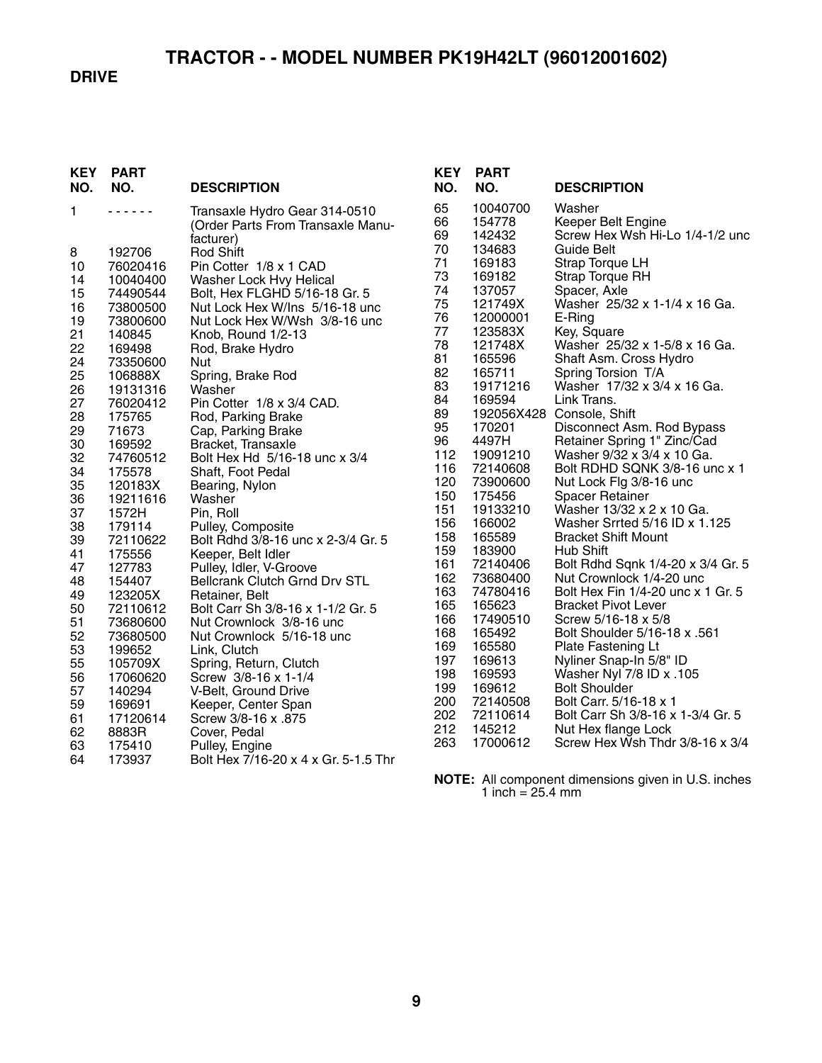# TRACTOR - - MODEL NUMBER PK19H42LT (96012001602)

## DRIVE

| KEY NO. | PART NO. | DESCRIPTION |
|---|---|---|
| 1 | - - - - - - | Transaxle Hydro Gear 314-0510 (Order Parts From Transaxle Manufacturer) |
| 8 | 192706 | Rod Shift |
| 10 | 76020416 | Pin Cotter 1/8 x 1 CAD |
| 14 | 10040400 | Washer Lock Hvy Helical |
| 15 | 74490544 | Bolt, Hex FLGHD 5/16-18 Gr. 5 |
| 16 | 73800500 | Nut Lock Hex W/Ins 5/16-18 unc |
| 19 | 73800600 | Nut Lock Hex W/Wsh 3/8-16 unc |
| 21 | 140845 | Knob, Round 1/2-13 |
| 22 | 169498 | Rod, Brake Hydro |
| 24 | 73350600 | Nut |
| 25 | 106888X | Spring, Brake Rod |
| 26 | 19131316 | Washer |
| 27 | 76020412 | Pin Cotter 1/8 x 3/4 CAD. |
| 28 | 175765 | Rod, Parking Brake |
| 29 | 71673 | Cap, Parking Brake |
| 30 | 169592 | Bracket, Transaxle |
| 32 | 74760512 | Bolt Hex Hd 5/16-18 unc x 3/4 |
| 34 | 175578 | Shaft, Foot Pedal |
| 35 | 120183X | Bearing, Nylon |
| 36 | 19211616 | Washer |
| 37 | 1572H | Pin, Roll |
| 38 | 179114 | Pulley, Composite |
| 39 | 72110622 | Bolt Rdhd 3/8-16 unc x 2-3/4 Gr. 5 |
| 41 | 175556 | Keeper, Belt Idler |
| 47 | 127783 | Pulley, Idler, V-Groove |
| 48 | 154407 | Bellcrank Clutch Grnd Drv STL |
| 49 | 123205X | Retainer, Belt |
| 50 | 72110612 | Bolt Carr Sh 3/8-16 x 1-1/2 Gr. 5 |
| 51 | 73680600 | Nut Crownlock 3/8-16 unc |
| 52 | 73680500 | Nut Crownlock 5/16-18 unc |
| 53 | 199652 | Link, Clutch |
| 55 | 105709X | Spring, Return, Clutch |
| 56 | 17060620 | Screw 3/8-16 x 1-1/4 |
| 57 | 140294 | V-Belt, Ground Drive |
| 59 | 169691 | Keeper, Center Span |
| 61 | 17120614 | Screw 3/8-16 x .875 |
| 62 | 8883R | Cover, Pedal |
| 63 | 175410 | Pulley, Engine |
| 64 | 173937 | Bolt Hex 7/16-20 x 4 x Gr. 5-1.5 Thr |
| 65 | 10040700 | Washer |
| 66 | 154778 | Keeper Belt Engine |
| 69 | 142432 | Screw Hex Wsh Hi-Lo 1/4-1/2 unc |
| 70 | 134683 | Guide Belt |
| 71 | 169183 | Strap Torque LH |
| 73 | 169182 | Strap Torque RH |
| 74 | 137057 | Spacer, Axle |
| 75 | 121749X | Washer 25/32 x 1-1/4 x 16 Ga. |
| 76 | 12000001 | E-Ring |
| 77 | 123583X | Key, Square |
| 78 | 121748X | Washer 25/32 x 1-5/8 x 16 Ga. |
| 81 | 165596 | Shaft Asm. Cross Hydro |
| 82 | 165711 | Spring Torsion T/A |
| 83 | 19171216 | Washer 17/32 x 3/4 x 16 Ga. |
| 84 | 169594 | Link Trans. |
| 89 | 192056X428 | Console, Shift |
| 95 | 170201 | Disconnect Asm. Rod Bypass |
| 96 | 4497H | Retainer Spring 1" Zinc/Cad |
| 112 | 19091210 | Washer 9/32 x 3/4 x 10 Ga. |
| 116 | 72140608 | Bolt RDHD SQNK 3/8-16 unc x 1 |
| 120 | 73900600 | Nut Lock Flg 3/8-16 unc |
| 150 | 175456 | Spacer Retainer |
| 151 | 19133210 | Washer 13/32 x 2 x 10 Ga. |
| 156 | 166002 | Washer Srrted 5/16 ID x 1.125 |
| 158 | 165589 | Bracket Shift Mount |
| 159 | 183900 | Hub Shift |
| 161 | 72140406 | Bolt Rdhd Sqnk 1/4-20 x 3/4 Gr. 5 |
| 162 | 73680400 | Nut Crownlock 1/4-20 unc |
| 163 | 74780416 | Bolt Hex Fin 1/4-20 unc x 1 Gr. 5 |
| 165 | 165623 | Bracket Pivot Lever |
| 166 | 17490510 | Screw 5/16-18 x 5/8 |
| 168 | 165492 | Bolt Shoulder 5/16-18 x .561 |
| 169 | 165580 | Plate Fastening Lt |
| 197 | 169613 | Nyliner Snap-In 5/8" ID |
| 198 | 169593 | Washer Nyl 7/8 ID x .105 |
| 199 | 169612 | Bolt Shoulder |
| 200 | 72140508 | Bolt Carr. 5/16-18 x 1 |
| 202 | 72110614 | Bolt Carr Sh 3/8-16 x 1-3/4 Gr. 5 |
| 212 | 145212 | Nut Hex flange Lock |
| 263 | 17000612 | Screw Hex Wsh Thdr 3/8-16 x 3/4 |

**NOTE:** All component dimensions given in U.S. inches
1 inch = 25.4 mm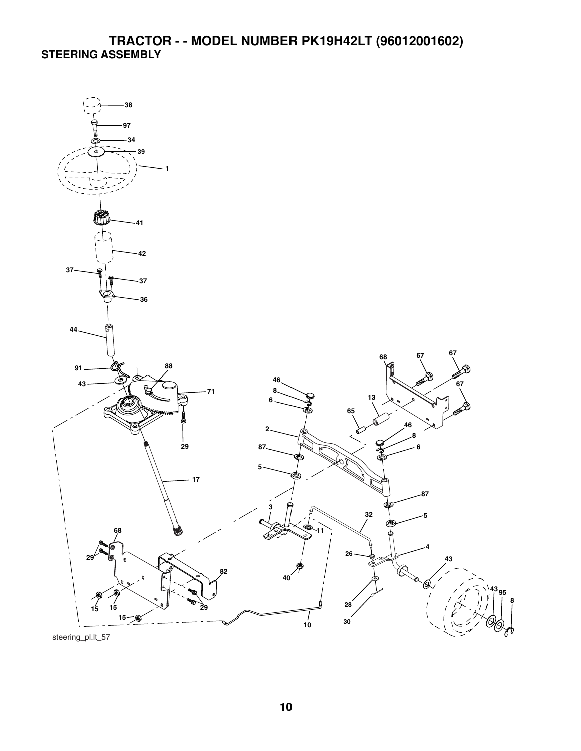# TRACTOR - - MODEL NUMBER PK19H42LT (96012001602)

## STEERING ASSEMBLY

38
97
34
39
1
41
42
37
37
36
44
91
88
43
71
29
17
68
29
82
15
15
29
15
10
46
8
6
2
87
5
3
11
40
32
26
4
28
30
68
67
67
67
13
65
46
8
6
87
5
43
43
95
8

steering_pl.lt_57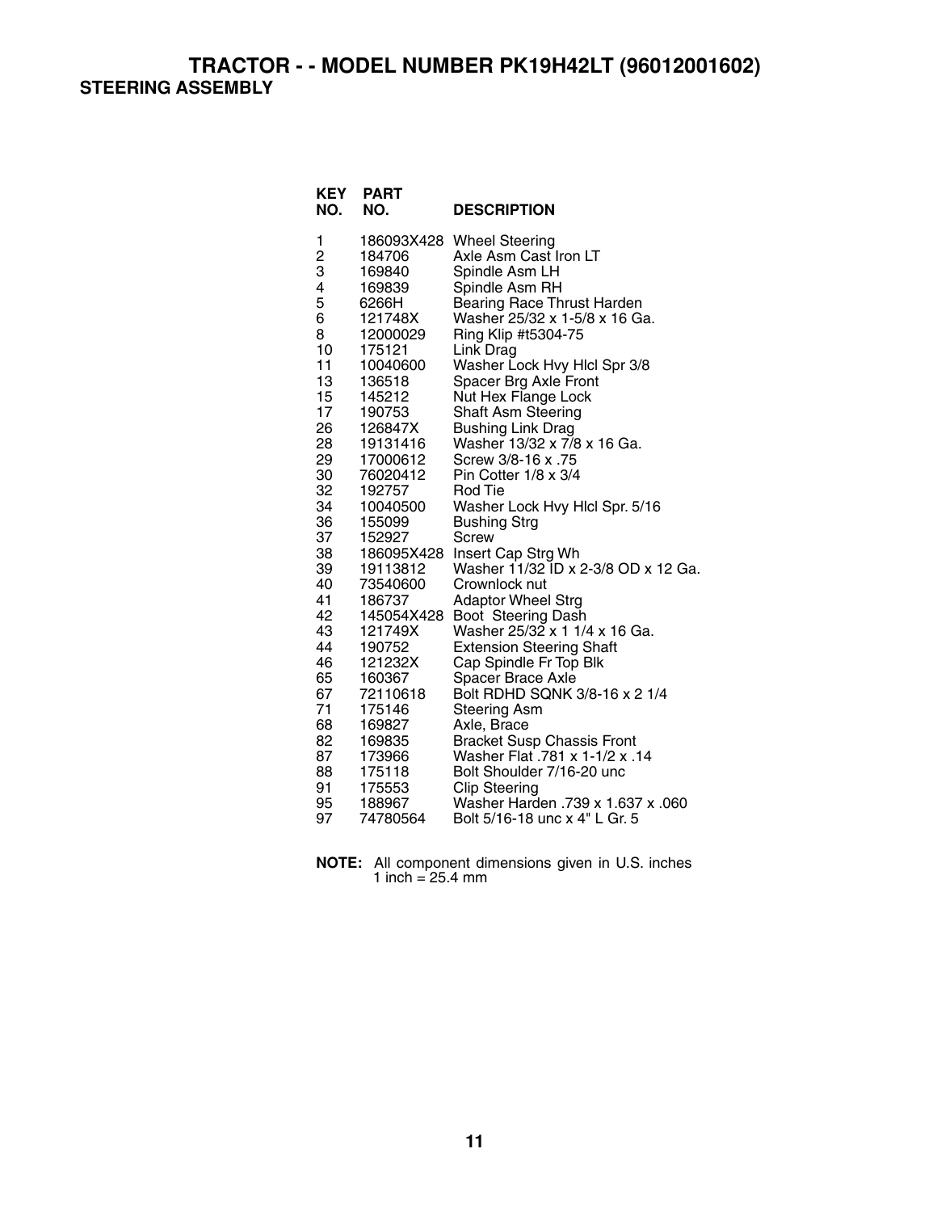# TRACTOR - - MODEL NUMBER PK19H42LT (96012001602)

## STEERING ASSEMBLY

| KEY NO. | PART NO. | DESCRIPTION |
|---|---|---|
| 1 | 186093X428 | Wheel Steering |
| 2 | 184706 | Axle Asm Cast Iron LT |
| 3 | 169840 | Spindle Asm LH |
| 4 | 169839 | Spindle Asm RH |
| 5 | 6266H | Bearing Race Thrust Harden |
| 6 | 121748X | Washer 25/32 x 1-5/8 x 16 Ga. |
| 8 | 12000029 | Ring Klip #t5304-75 |
| 10 | 175121 | Link Drag |
| 11 | 10040600 | Washer Lock Hvy Hlcl Spr 3/8 |
| 13 | 136518 | Spacer Brg Axle Front |
| 15 | 145212 | Nut Hex Flange Lock |
| 17 | 190753 | Shaft Asm Steering |
| 26 | 126847X | Bushing Link Drag |
| 28 | 19131416 | Washer 13/32 x 7/8 x 16 Ga. |
| 29 | 17000612 | Screw 3/8-16 x .75 |
| 30 | 76020412 | Pin Cotter 1/8 x 3/4 |
| 32 | 192757 | Rod Tie |
| 34 | 10040500 | Washer Lock Hvy Hlcl Spr. 5/16 |
| 36 | 155099 | Bushing Strg |
| 37 | 152927 | Screw |
| 38 | 186095X428 | Insert Cap Strg Wh |
| 39 | 19113812 | Washer 11/32 ID x 2-3/8 OD x 12 Ga. |
| 40 | 73540600 | Crownlock nut |
| 41 | 186737 | Adaptor Wheel Strg |
| 42 | 145054X428 | Boot Steering Dash |
| 43 | 121749X | Washer 25/32 x 1 1/4 x 16 Ga. |
| 44 | 190752 | Extension Steering Shaft |
| 46 | 121232X | Cap Spindle Fr Top Blk |
| 65 | 160367 | Spacer Brace Axle |
| 67 | 72110618 | Bolt RDHD SQNK 3/8-16 x 2 1/4 |
| 71 | 175146 | Steering Asm |
| 68 | 169827 | Axle, Brace |
| 82 | 169835 | Bracket Susp Chassis Front |
| 87 | 173966 | Washer Flat .781 x 1-1/2 x .14 |
| 88 | 175118 | Bolt Shoulder 7/16-20 unc |
| 91 | 175553 | Clip Steering |
| 95 | 188967 | Washer Harden .739 x 1.637 x .060 |
| 97 | 74780564 | Bolt 5/16-18 unc x 4" L Gr. 5 |

**NOTE:** All component dimensions given in U.S. inches
1 inch = 25.4 mm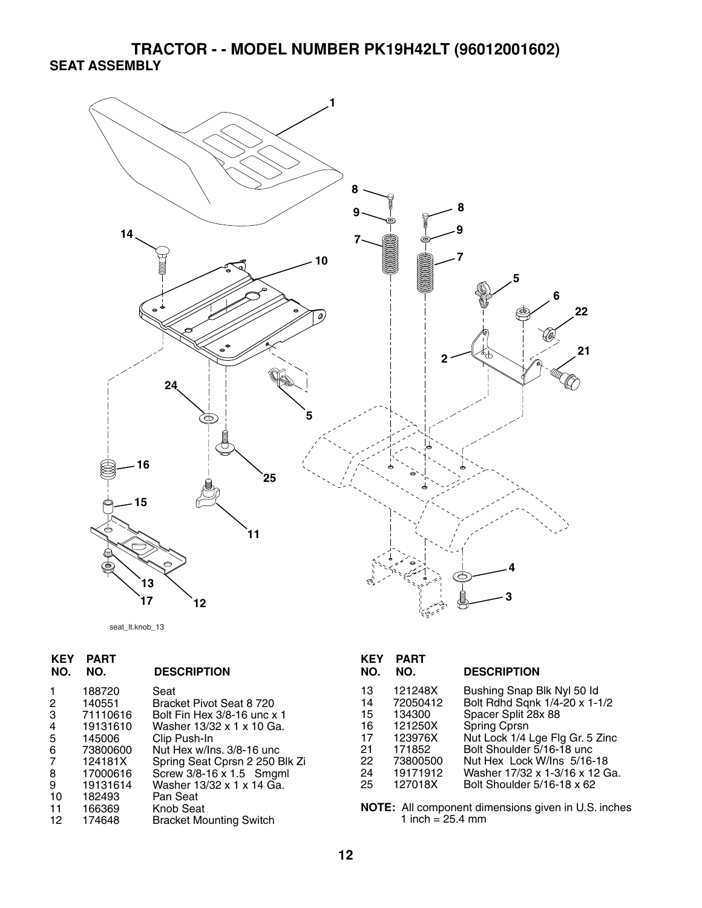# TRACTOR - - MODEL NUMBER PK19H42LT (96012001602)

## SEAT ASSEMBLY

seat_lt.knob_13

| KEY NO. | PART NO. | DESCRIPTION |
|---|---|---|
| 1 | 188720 | Seat |
| 2 | 140551 | Bracket Pivot Seat 8 720 |
| 3 | 71110616 | Bolt Fin Hex 3/8-16 unc x 1 |
| 4 | 19131610 | Washer 13/32 x 1 x 10 Ga. |
| 5 | 145006 | Clip Push-In |
| 6 | 73800600 | Nut Hex w/Ins. 3/8-16 unc |
| 7 | 124181X | Spring Seat Cprsn 2 250 Blk Zi |
| 8 | 17000616 | Screw 3/8-16 x 1.5 Smgml |
| 9 | 19131614 | Washer 13/32 x 1 x 14 Ga. |
| 10 | 182493 | Pan Seat |
| 11 | 166369 | Knob Seat |
| 12 | 174648 | Bracket Mounting Switch |
| 13 | 121248X | Bushing Snap Blk Nyl 50 Id |
| 14 | 72050412 | Bolt Rdhd Sqnk 1/4-20 x 1-1/2 |
| 15 | 134300 | Spacer Split 28x 88 |
| 16 | 121250X | Spring Cprsn |
| 17 | 123976X | Nut Lock 1/4 Lge Flg Gr. 5 Zinc |
| 21 | 171852 | Bolt Shoulder 5/16-18 unc |
| 22 | 73800500 | Nut Hex Lock W/Ins 5/16-18 |
| 24 | 19171912 | Washer 17/32 x 1-3/16 x 12 Ga. |
| 25 | 127018X | Bolt Shoulder 5/16-18 x 62 |

**NOTE:** All component dimensions given in U.S. inches
1 inch = 25.4 mm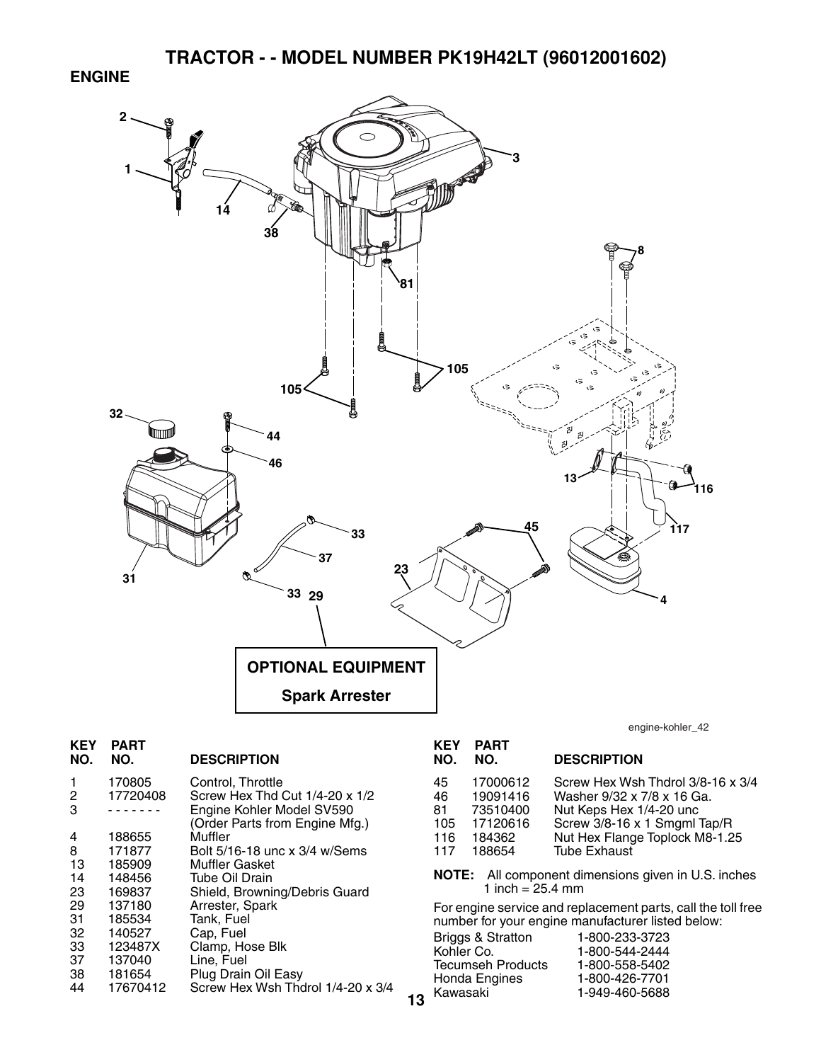# TRACTOR - - MODEL NUMBER PK19H42LT (96012001602)

## ENGINE

OPTIONAL EQUIPMENT

Spark Arrester

engine-kohler_42

| KEY NO. | PART NO. | DESCRIPTION |
|---|---|---|
| 1 | 170805 | Control, Throttle |
| 2 | 17720408 | Screw Hex Thd Cut 1/4-20 x 1/2 |
| 3 | - - - - - - - | Engine Kohler Model SV590 (Order Parts from Engine Mfg.) |
| 4 | 188655 | Muffler |
| 8 | 171877 | Bolt 5/16-18 unc x 3/4 w/Sems |
| 13 | 185909 | Muffler Gasket |
| 14 | 148456 | Tube Oil Drain |
| 23 | 169837 | Shield, Browning/Debris Guard |
| 29 | 137180 | Arrester, Spark |
| 31 | 185534 | Tank, Fuel |
| 32 | 140527 | Cap, Fuel |
| 33 | 123487X | Clamp, Hose Blk |
| 37 | 137040 | Line, Fuel |
| 38 | 181654 | Plug Drain Oil Easy |
| 44 | 17670412 | Screw Hex Wsh Thdrol 1/4-20 x 3/4 |
| 45 | 17000612 | Screw Hex Wsh Thdrol 3/8-16 x 3/4 |
| 46 | 19091416 | Washer 9/32 x 7/8 x 16 Ga. |
| 81 | 73510400 | Nut Keps Hex 1/4-20 unc |
| 105 | 17120616 | Screw 3/8-16 x 1 Smgml Tap/R |
| 116 | 184362 | Nut Hex Flange Toplock M8-1.25 |
| 117 | 188654 | Tube Exhaust |

**NOTE:** All component dimensions given in U.S. inches 1 inch = 25.4 mm

For engine service and replacement parts, call the toll free number for your engine manufacturer listed below:

| | |
|---|---|
| Briggs & Stratton | 1-800-233-3723 |
| Kohler Co. | 1-800-544-2444 |
| Tecumseh Products | 1-800-558-5402 |
| Honda Engines | 1-800-426-7701 |
| Kawasaki | 1-949-460-5688 |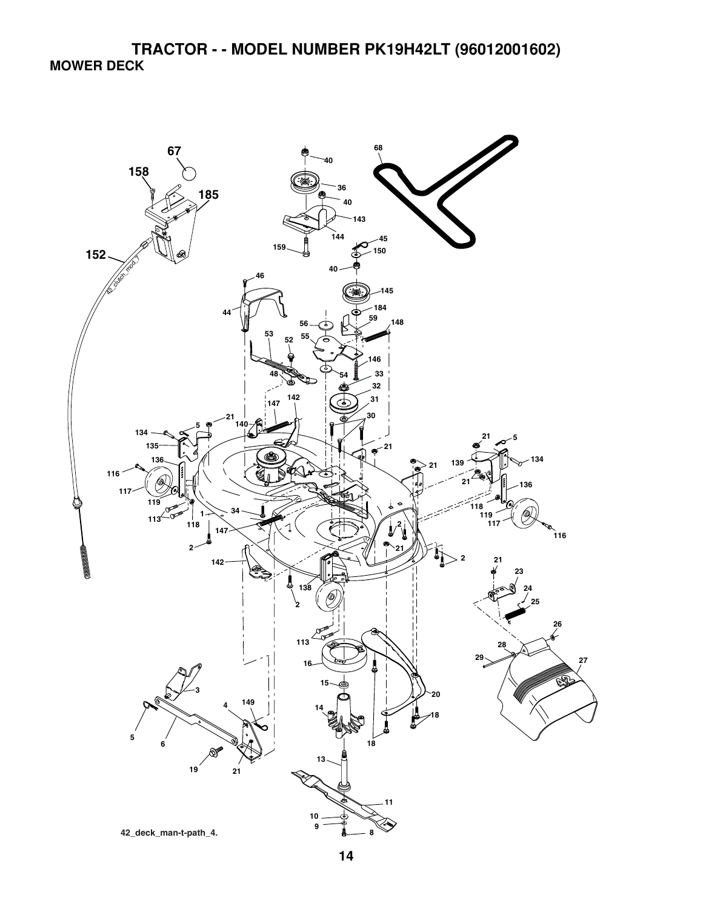# TRACTOR - - MODEL NUMBER PK19H42LT (96012001602)

## MOWER DECK

42_deck_man-t-path_4.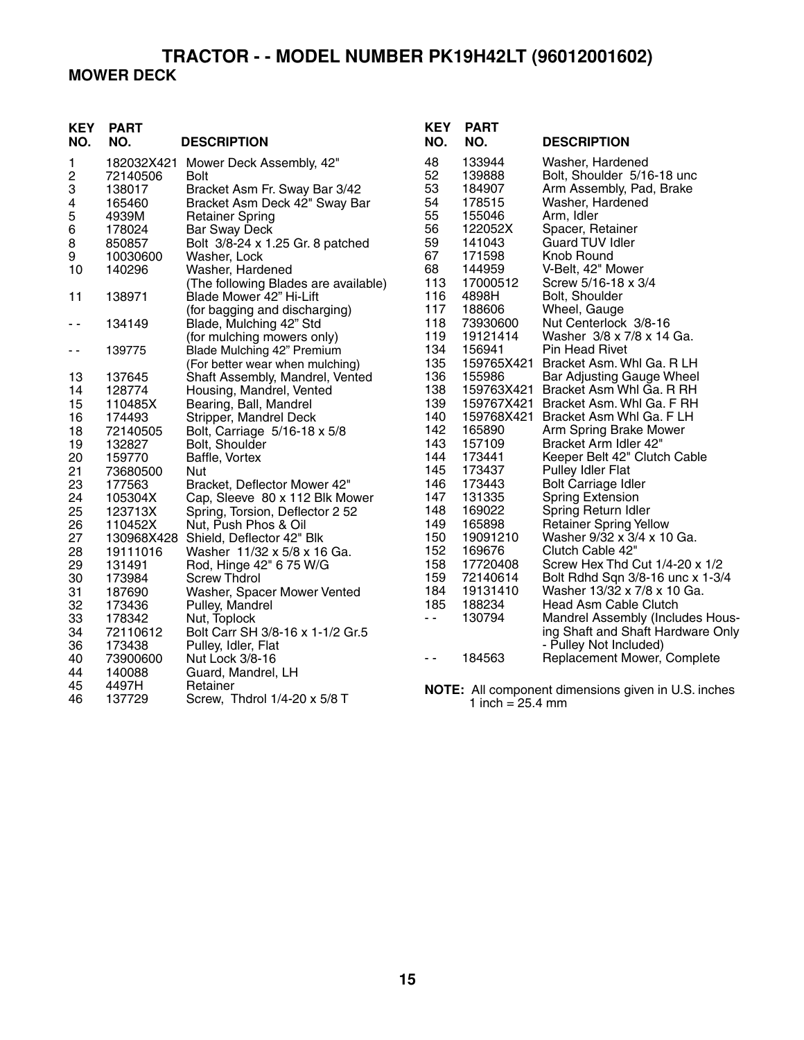# TRACTOR - - MODEL NUMBER PK19H42LT (96012001602)

## MOWER DECK

| KEY NO. | PART NO. | DESCRIPTION |
|---|---|---|
| 1 | 182032X421 | Mower Deck Assembly, 42" |
| 2 | 72140506 | Bolt |
| 3 | 138017 | Bracket Asm Fr. Sway Bar 3/42 |
| 4 | 165460 | Bracket Asm Deck 42" Sway Bar |
| 5 | 4939M | Retainer Spring |
| 6 | 178024 | Bar Sway Deck |
| 8 | 850857 | Bolt 3/8-24 x 1.25 Gr. 8 patched |
| 9 | 10030600 | Washer, Lock |
| 10 | 140296 | Washer, Hardened |
| | | (The following Blades are available) |
| 11 | 138971 | Blade Mower 42" Hi-Lift |
| | | (for bagging and discharging) |
| - - | 134149 | Blade, Mulching 42" Std |
| | | (for mulching mowers only) |
| - - | 139775 | Blade Mulching 42" Premium |
| | | (For better wear when mulching) |
| 13 | 137645 | Shaft Assembly, Mandrel, Vented |
| 14 | 128774 | Housing, Mandrel, Vented |
| 15 | 110485X | Bearing, Ball, Mandrel |
| 16 | 174493 | Stripper, Mandrel Deck |
| 18 | 72140505 | Bolt, Carriage 5/16-18 x 5/8 |
| 19 | 132827 | Bolt, Shoulder |
| 20 | 159770 | Baffle, Vortex |
| 21 | 73680500 | Nut |
| 23 | 177563 | Bracket, Deflector Mower 42" |
| 24 | 105304X | Cap, Sleeve 80 x 112 Blk Mower |
| 25 | 123713X | Spring, Torsion, Deflector 2 52 |
| 26 | 110452X | Nut, Push Phos & Oil |
| 27 | 130968X428 | Shield, Deflector 42" Blk |
| 28 | 19111016 | Washer 11/32 x 5/8 x 16 Ga. |
| 29 | 131491 | Rod, Hinge 42" 6 75 W/G |
| 30 | 173984 | Screw Thdrol |
| 31 | 187690 | Washer, Spacer Mower Vented |
| 32 | 173436 | Pulley, Mandrel |
| 33 | 178342 | Nut, Toplock |
| 34 | 72110612 | Bolt Carr SH 3/8-16 x 1-1/2 Gr.5 |
| 36 | 173438 | Pulley, Idler, Flat |
| 40 | 73900600 | Nut Lock 3/8-16 |
| 44 | 140088 | Guard, Mandrel, LH |
| 45 | 4497H | Retainer |
| 46 | 137729 | Screw, Thdrol 1/4-20 x 5/8 T |
| 48 | 133944 | Washer, Hardened |
| 52 | 139888 | Bolt, Shoulder 5/16-18 unc |
| 53 | 184907 | Arm Assembly, Pad, Brake |
| 54 | 178515 | Washer, Hardened |
| 55 | 155046 | Arm, Idler |
| 56 | 122052X | Spacer, Retainer |
| 59 | 141043 | Guard TUV Idler |
| 67 | 171598 | Knob Round |
| 68 | 144959 | V-Belt, 42" Mower |
| 113 | 17000512 | Screw 5/16-18 x 3/4 |
| 116 | 4898H | Bolt, Shoulder |
| 117 | 188606 | Wheel, Gauge |
| 118 | 73930600 | Nut Centerlock 3/8-16 |
| 119 | 19121414 | Washer 3/8 x 7/8 x 14 Ga. |
| 134 | 156941 | Pin Head Rivet |
| 135 | 159765X421 | Bracket Asm. Whl Ga. R LH |
| 136 | 155986 | Bar Adjusting Gauge Wheel |
| 138 | 159763X421 | Bracket Asm Whl Ga. R RH |
| 139 | 159767X421 | Bracket Asm. Whl Ga. F RH |
| 140 | 159768X421 | Bracket Asm Whl Ga. F LH |
| 142 | 165890 | Arm Spring Brake Mower |
| 143 | 157109 | Bracket Arm Idler 42" |
| 144 | 173441 | Keeper Belt 42" Clutch Cable |
| 145 | 173437 | Pulley Idler Flat |
| 146 | 173443 | Bolt Carriage Idler |
| 147 | 131335 | Spring Extension |
| 148 | 169022 | Spring Return Idler |
| 149 | 165898 | Retainer Spring Yellow |
| 150 | 19091210 | Washer 9/32 x 3/4 x 10 Ga. |
| 152 | 169676 | Clutch Cable 42" |
| 158 | 17720408 | Screw Hex Thd Cut 1/4-20 x 1/2 |
| 159 | 72140614 | Bolt Rdhd Sqn 3/8-16 unc x 1-3/4 |
| 184 | 19131410 | Washer 13/32 x 7/8 x 10 Ga. |
| 185 | 188234 | Head Asm Cable Clutch |
| - - | 130794 | Mandrel Assembly (Includes Housing Shaft and Shaft Hardware Only - Pulley Not Included) |
| - - | 184563 | Replacement Mower, Complete |

**NOTE:** All component dimensions given in U.S. inches
1 inch = 25.4 mm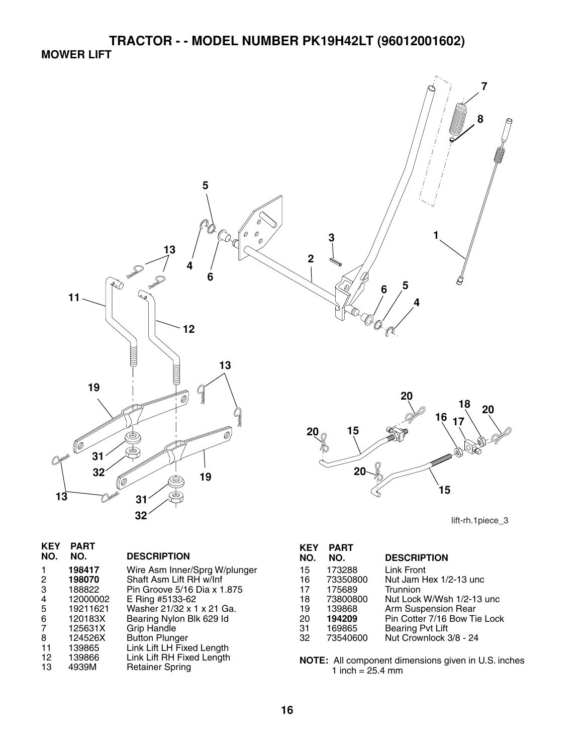# TRACTOR - - MODEL NUMBER PK19H42LT (96012001602)

## MOWER LIFT

lift-rh.1piece_3

| KEY NO. | PART NO. | DESCRIPTION |
|---|---|---|
| 1 | **198417** | Wire Asm Inner/Sprg W/plunger |
| 2 | **198070** | Shaft Asm Lift RH w/Inf |
| 3 | 188822 | Pin Groove 5/16 Dia x 1.875 |
| 4 | 12000002 | E Ring #5133-62 |
| 5 | 19211621 | Washer 21/32 x 1 x 21 Ga. |
| 6 | 120183X | Bearing Nylon Blk 629 Id |
| 7 | 125631X | Grip Handle |
| 8 | 124526X | Button Plunger |
| 11 | 139865 | Link Lift LH Fixed Length |
| 12 | 139866 | Link Lift RH Fixed Length |
| 13 | 4939M | Retainer Spring |
| 15 | 173288 | Link Front |
| 16 | 73350800 | Nut Jam Hex 1/2-13 unc |
| 17 | 175689 | Trunnion |
| 18 | 73800800 | Nut Lock W/Wsh 1/2-13 unc |
| 19 | 139868 | Arm Suspension Rear |
| 20 | **194209** | Pin Cotter 7/16 Bow Tie Lock |
| 31 | 169865 | Bearing Pvt Lift |
| 32 | 73540600 | Nut Crownlock 3/8 - 24 |

**NOTE:** All component dimensions given in U.S. inches
1 inch = 25.4 mm